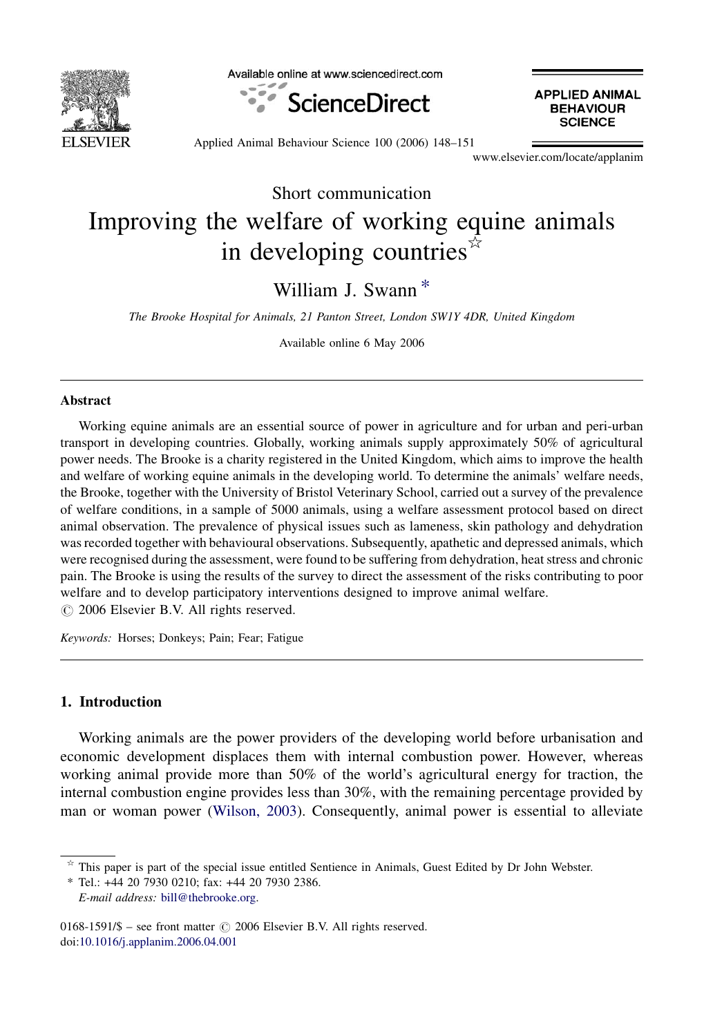Short communication

# Improving the welfare of working equine animals in developing countries ☆

William J. Swann *

*The Brooke Hospital for Animals, 21 Panton Street, London SW1Y 4DR, United Kingdom*

Available online 6 May 2006

## Abstract

Working equine animals are an essential source of power in agriculture and for urban and peri-urban transport in developing countries. Globally, working animals supply approximately 50% of agricultural power needs. The Brooke is a charity registered in the United Kingdom, which aims to improve the health and welfare of working equine animals in the developing world. To determine the animals' welfare needs, the Brooke, together with the University of Bristol Veterinary School, carried out a survey of the prevalence of welfare conditions, in a sample of 5000 animals, using a welfare assessment protocol based on direct animal observation. The prevalence of physical issues such as lameness, skin pathology and dehydration was recorded together with behavioural observations. Subsequently, apathetic and depressed animals, which were recognised during the assessment, were found to be suffering from dehydration, heat stress and chronic pain. The Brooke is using the results of the survey to direct the assessment of the risks contributing to poor welfare and to develop participatory interventions designed to improve animal welfare.
© 2006 Elsevier B.V. All rights reserved.

*Keywords:* Horses; Donkeys; Pain; Fear; Fatigue

## 1. Introduction

Working animals are the power providers of the developing world before urbanisation and economic development displaces them with internal combustion power. However, whereas working animal provide more than 50% of the world's agricultural energy for traction, the internal combustion engine provides less than 30%, with the remaining percentage provided by man or woman power (Wilson, 2003). Consequently, animal power is essential to alleviate

---

☆ This paper is part of the special issue entitled Sentience in Animals, Guest Edited by Dr John Webster.

* Tel.: +44 20 7930 0210; fax: +44 20 7930 2386.
*E-mail address:* bill@thebrooke.org.

0168-1591/$ – see front matter © 2006 Elsevier B.V. All rights reserved.
doi:10.1016/j.applanim.2006.04.001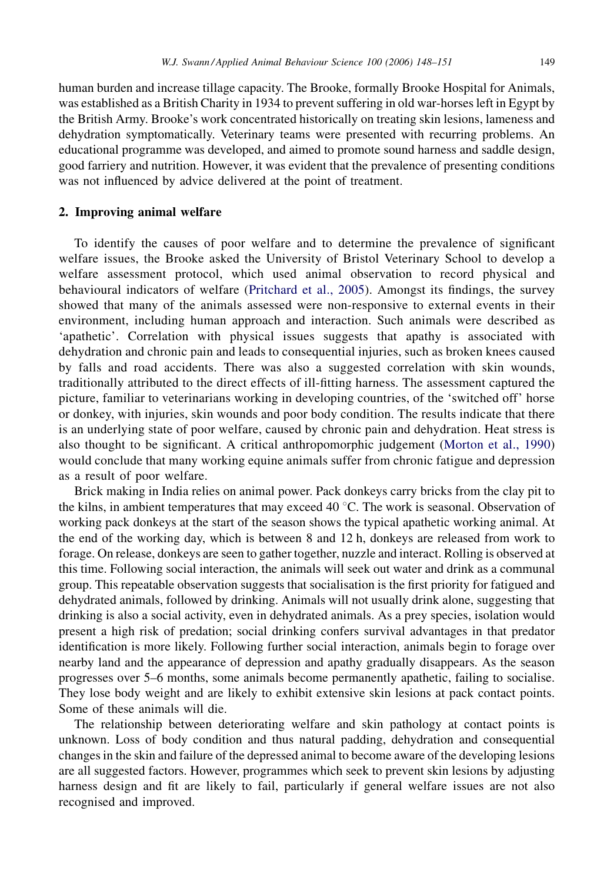human burden and increase tillage capacity. The Brooke, formally Brooke Hospital for Animals, was established as a British Charity in 1934 to prevent suffering in old war-horses left in Egypt by the British Army. Brooke's work concentrated historically on treating skin lesions, lameness and dehydration symptomatically. Veterinary teams were presented with recurring problems. An educational programme was developed, and aimed to promote sound harness and saddle design, good farriery and nutrition. However, it was evident that the prevalence of presenting conditions was not influenced by advice delivered at the point of treatment.

## 2. Improving animal welfare

To identify the causes of poor welfare and to determine the prevalence of significant welfare issues, the Brooke asked the University of Bristol Veterinary School to develop a welfare assessment protocol, which used animal observation to record physical and behavioural indicators of welfare (Pritchard et al., 2005). Amongst its findings, the survey showed that many of the animals assessed were non-responsive to external events in their environment, including human approach and interaction. Such animals were described as 'apathetic'. Correlation with physical issues suggests that apathy is associated with dehydration and chronic pain and leads to consequential injuries, such as broken knees caused by falls and road accidents. There was also a suggested correlation with skin wounds, traditionally attributed to the direct effects of ill-fitting harness. The assessment captured the picture, familiar to veterinarians working in developing countries, of the 'switched off' horse or donkey, with injuries, skin wounds and poor body condition. The results indicate that there is an underlying state of poor welfare, caused by chronic pain and dehydration. Heat stress is also thought to be significant. A critical anthropomorphic judgement (Morton et al., 1990) would conclude that many working equine animals suffer from chronic fatigue and depression as a result of poor welfare.

Brick making in India relies on animal power. Pack donkeys carry bricks from the clay pit to the kilns, in ambient temperatures that may exceed 40 °C. The work is seasonal. Observation of working pack donkeys at the start of the season shows the typical apathetic working animal. At the end of the working day, which is between 8 and 12 h, donkeys are released from work to forage. On release, donkeys are seen to gather together, nuzzle and interact. Rolling is observed at this time. Following social interaction, the animals will seek out water and drink as a communal group. This repeatable observation suggests that socialisation is the first priority for fatigued and dehydrated animals, followed by drinking. Animals will not usually drink alone, suggesting that drinking is also a social activity, even in dehydrated animals. As a prey species, isolation would present a high risk of predation; social drinking confers survival advantages in that predator identification is more likely. Following further social interaction, animals begin to forage over nearby land and the appearance of depression and apathy gradually disappears. As the season progresses over 5–6 months, some animals become permanently apathetic, failing to socialise. They lose body weight and are likely to exhibit extensive skin lesions at pack contact points. Some of these animals will die.

The relationship between deteriorating welfare and skin pathology at contact points is unknown. Loss of body condition and thus natural padding, dehydration and consequential changes in the skin and failure of the depressed animal to become aware of the developing lesions are all suggested factors. However, programmes which seek to prevent skin lesions by adjusting harness design and fit are likely to fail, particularly if general welfare issues are not also recognised and improved.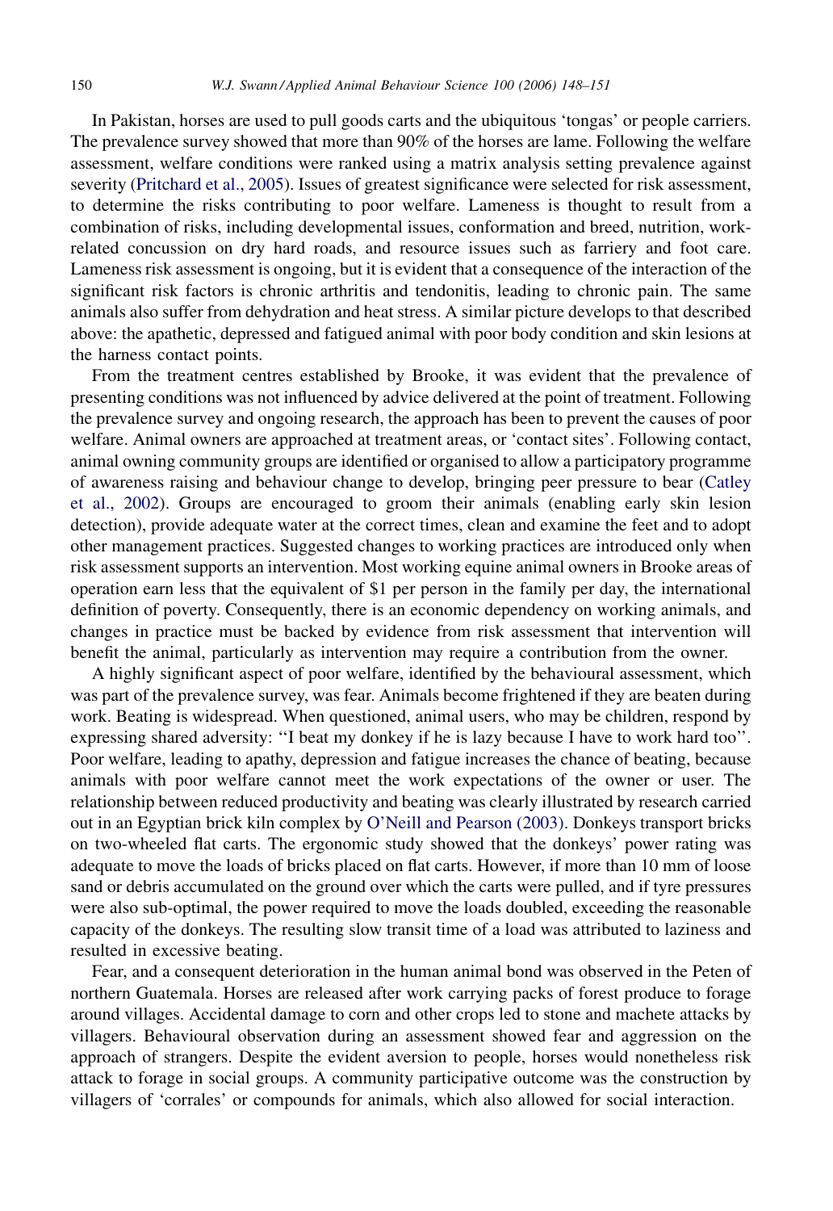In Pakistan, horses are used to pull goods carts and the ubiquitous 'tongas' or people carriers. The prevalence survey showed that more than 90% of the horses are lame. Following the welfare assessment, welfare conditions were ranked using a matrix analysis setting prevalence against severity (Pritchard et al., 2005). Issues of greatest significance were selected for risk assessment, to determine the risks contributing to poor welfare. Lameness is thought to result from a combination of risks, including developmental issues, conformation and breed, nutrition, work-related concussion on dry hard roads, and resource issues such as farriery and foot care. Lameness risk assessment is ongoing, but it is evident that a consequence of the interaction of the significant risk factors is chronic arthritis and tendonitis, leading to chronic pain. The same animals also suffer from dehydration and heat stress. A similar picture develops to that described above: the apathetic, depressed and fatigued animal with poor body condition and skin lesions at the harness contact points.

From the treatment centres established by Brooke, it was evident that the prevalence of presenting conditions was not influenced by advice delivered at the point of treatment. Following the prevalence survey and ongoing research, the approach has been to prevent the causes of poor welfare. Animal owners are approached at treatment areas, or 'contact sites'. Following contact, animal owning community groups are identified or organised to allow a participatory programme of awareness raising and behaviour change to develop, bringing peer pressure to bear (Catley et al., 2002). Groups are encouraged to groom their animals (enabling early skin lesion detection), provide adequate water at the correct times, clean and examine the feet and to adopt other management practices. Suggested changes to working practices are introduced only when risk assessment supports an intervention. Most working equine animal owners in Brooke areas of operation earn less that the equivalent of $1 per person in the family per day, the international definition of poverty. Consequently, there is an economic dependency on working animals, and changes in practice must be backed by evidence from risk assessment that intervention will benefit the animal, particularly as intervention may require a contribution from the owner.

A highly significant aspect of poor welfare, identified by the behavioural assessment, which was part of the prevalence survey, was fear. Animals become frightened if they are beaten during work. Beating is widespread. When questioned, animal users, who may be children, respond by expressing shared adversity: ''I beat my donkey if he is lazy because I have to work hard too''. Poor welfare, leading to apathy, depression and fatigue increases the chance of beating, because animals with poor welfare cannot meet the work expectations of the owner or user. The relationship between reduced productivity and beating was clearly illustrated by research carried out in an Egyptian brick kiln complex by O'Neill and Pearson (2003). Donkeys transport bricks on two-wheeled flat carts. The ergonomic study showed that the donkeys' power rating was adequate to move the loads of bricks placed on flat carts. However, if more than 10 mm of loose sand or debris accumulated on the ground over which the carts were pulled, and if tyre pressures were also sub-optimal, the power required to move the loads doubled, exceeding the reasonable capacity of the donkeys. The resulting slow transit time of a load was attributed to laziness and resulted in excessive beating.

Fear, and a consequent deterioration in the human animal bond was observed in the Peten of northern Guatemala. Horses are released after work carrying packs of forest produce to forage around villages. Accidental damage to corn and other crops led to stone and machete attacks by villagers. Behavioural observation during an assessment showed fear and aggression on the approach of strangers. Despite the evident aversion to people, horses would nonetheless risk attack to forage in social groups. A community participative outcome was the construction by villagers of 'corrales' or compounds for animals, which also allowed for social interaction.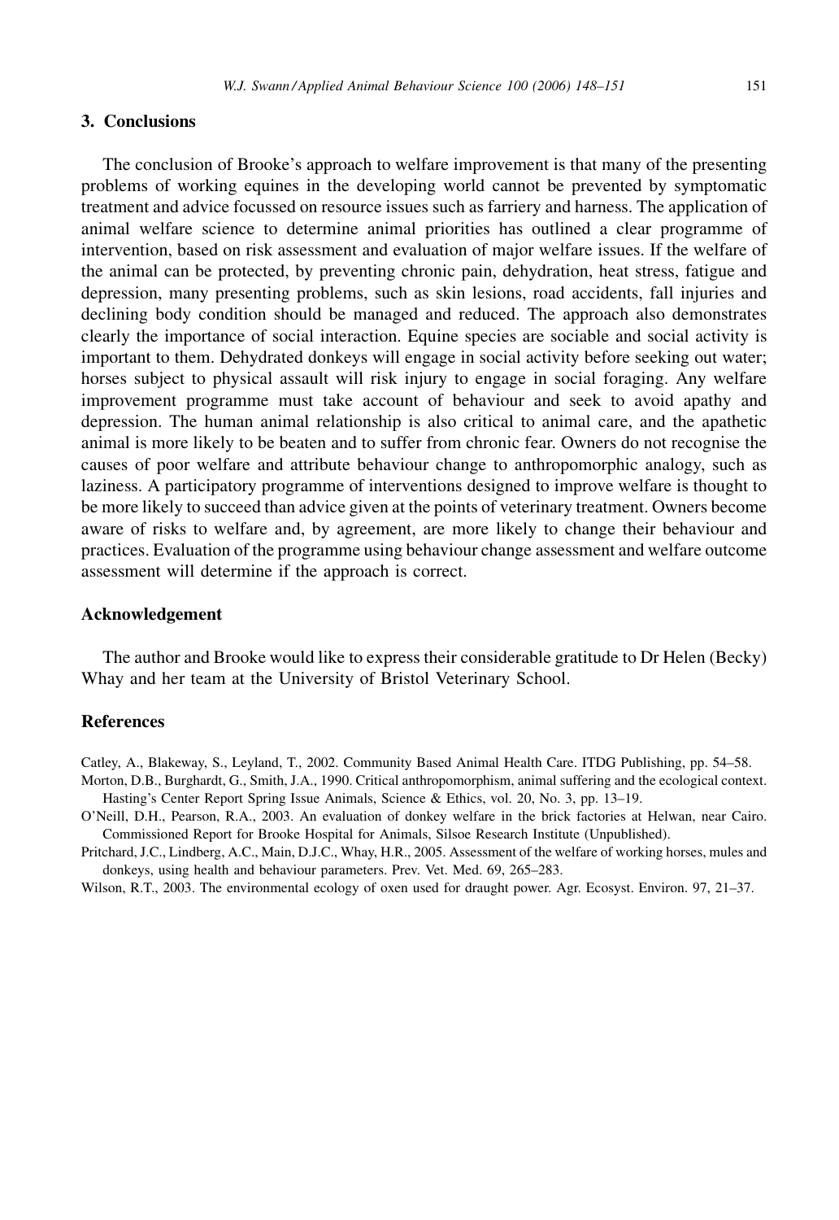## 3. Conclusions

The conclusion of Brooke's approach to welfare improvement is that many of the presenting problems of working equines in the developing world cannot be prevented by symptomatic treatment and advice focussed on resource issues such as farriery and harness. The application of animal welfare science to determine animal priorities has outlined a clear programme of intervention, based on risk assessment and evaluation of major welfare issues. If the welfare of the animal can be protected, by preventing chronic pain, dehydration, heat stress, fatigue and depression, many presenting problems, such as skin lesions, road accidents, fall injuries and declining body condition should be managed and reduced. The approach also demonstrates clearly the importance of social interaction. Equine species are sociable and social activity is important to them. Dehydrated donkeys will engage in social activity before seeking out water; horses subject to physical assault will risk injury to engage in social foraging. Any welfare improvement programme must take account of behaviour and seek to avoid apathy and depression. The human animal relationship is also critical to animal care, and the apathetic animal is more likely to be beaten and to suffer from chronic fear. Owners do not recognise the causes of poor welfare and attribute behaviour change to anthropomorphic analogy, such as laziness. A participatory programme of interventions designed to improve welfare is thought to be more likely to succeed than advice given at the points of veterinary treatment. Owners become aware of risks to welfare and, by agreement, are more likely to change their behaviour and practices. Evaluation of the programme using behaviour change assessment and welfare outcome assessment will determine if the approach is correct.

## Acknowledgement

The author and Brooke would like to express their considerable gratitude to Dr Helen (Becky) Whay and her team at the University of Bristol Veterinary School.

## References

Catley, A., Blakeway, S., Leyland, T., 2002. Community Based Animal Health Care. ITDG Publishing, pp. 54–58.

Morton, D.B., Burghardt, G., Smith, J.A., 1990. Critical anthropomorphism, animal suffering and the ecological context. Hasting's Center Report Spring Issue Animals, Science & Ethics, vol. 20, No. 3, pp. 13–19.

O'Neill, D.H., Pearson, R.A., 2003. An evaluation of donkey welfare in the brick factories at Helwan, near Cairo. Commissioned Report for Brooke Hospital for Animals, Silsoe Research Institute (Unpublished).

Pritchard, J.C., Lindberg, A.C., Main, D.J.C., Whay, H.R., 2005. Assessment of the welfare of working horses, mules and donkeys, using health and behaviour parameters. Prev. Vet. Med. 69, 265–283.

Wilson, R.T., 2003. The environmental ecology of oxen used for draught power. Agr. Ecosyst. Environ. 97, 21–37.